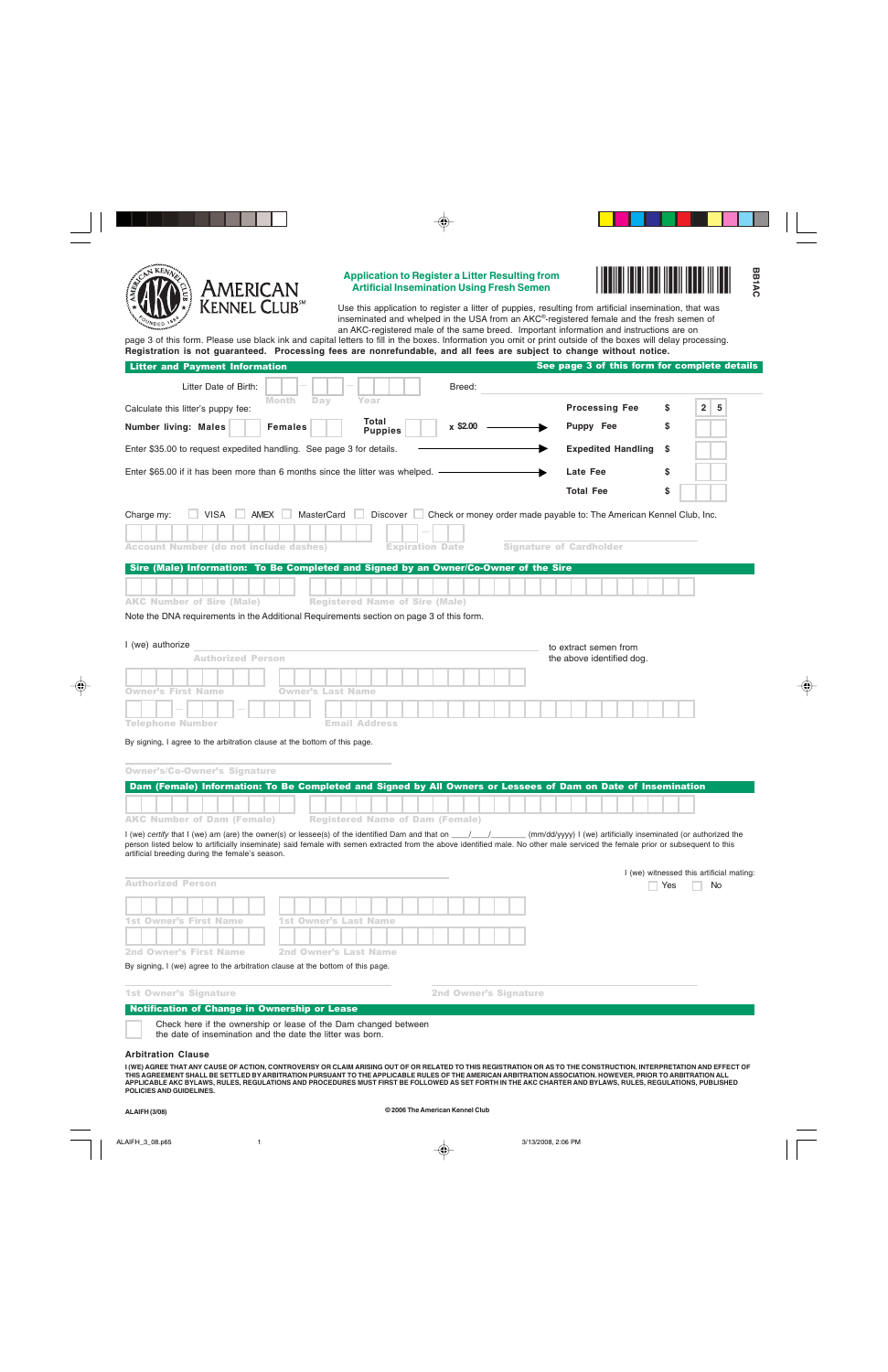AMERICAN KENNEL CLUB℠

BB1AC

## Application to Register a Litter Resulting from Artificial Insemination Using Fresh Semen

Use this application to register a litter of puppies, resulting from artificial insemination, that was inseminated and whelped in the USA from an AKC®-registered female and the fresh semen of an AKC-registered male of the same breed. Important information and instructions are on page 3 of this form. Please use black ink and capital letters to fill in the boxes. Information you omit or print outside of the boxes will delay processing. **Registration is not guaranteed. Processing fees are nonrefundable, and all fees are subject to change without notice.**

### Litter and Payment Information

See page 3 of this form for complete details

Litter Date of Birth: Month — Day — Year     Breed: ____________

Calculate this litter's puppy fee:

| | | |
|---|---|---|
| Number living: Males ___ Females ___ Total Puppies ___ x $2.00 | Processing Fee | $ 25 |
| | Puppy Fee | $ |
| Enter $35.00 to request expedited handling. See page 3 for details. | Expedited Handling | $ |
| Enter $65.00 if it has been more than 6 months since the litter was whelped. | Late Fee | $ |
| | Total Fee | $ |

Charge my: ☐ VISA ☐ AMEX ☐ MasterCard ☐ Discover ☐ Check or money order made payable to: The American Kennel Club, Inc.

Account Number (do not include dashes)     Expiration Date     Signature of Cardholder

### Sire (Male) Information: To Be Completed and Signed by an Owner/Co-Owner of the Sire

AKC Number of Sire (Male)     Registered Name of Sire (Male)

Note the DNA requirements in the Additional Requirements section on page 3 of this form.

I (we) authorize ____________ to extract semen from the above identified dog.
Authorized Person

Owner's First Name     Owner's Last Name

Telephone Number     Email Address

By signing, I agree to the arbitration clause at the bottom of this page.

Owner's/Co-Owner's Signature

### Dam (Female) Information: To Be Completed and Signed by All Owners or Lessees of Dam on Date of Insemination

AKC Number of Dam (Female)     Registered Name of Dam (Female)

I (we) *certify* that I (we) am (are) the owner(s) or lessee(s) of the identified Dam and that on ____/____/________ (mm/dd/yyyy) I (we) artificially inseminated (or authorized the person listed below to artificially inseminate) said female with semen extracted from the above identified male. No other male serviced the female prior or subsequent to this artificial breeding during the female's season.

Authorized Person

I (we) witnessed this artificial mating: ☐ Yes ☐ No

1st Owner's First Name     1st Owner's Last Name

2nd Owner's First Name     2nd Owner's Last Name

By signing, I (we) agree to the arbitration clause at the bottom of this page.

1st Owner's Signature     2nd Owner's Signature

### Notification of Change in Ownership or Lease

☐ Check here if the ownership or lease of the Dam changed between the date of insemination and the date the litter was born.

### Arbitration Clause

I (WE) AGREE THAT ANY CAUSE OF ACTION, CONTROVERSY OR CLAIM ARISING OUT OF OR RELATED TO THIS REGISTRATION OR AS TO THE CONSTRUCTION, INTERPRETATION AND EFFECT OF THIS AGREEMENT SHALL BE SETTLED BY ARBITRATION PURSUANT TO THE APPLICABLE RULES OF THE AMERICAN ARBITRATION ASSOCIATION. HOWEVER, PRIOR TO ARBITRATION ALL APPLICABLE AKC BYLAWS, RULES, REGULATIONS AND PROCEDURES MUST FIRST BE FOLLOWED AS SET FORTH IN THE AKC CHARTER AND BYLAWS, RULES, REGULATIONS, PUBLISHED POLICIES AND GUIDELINES.

ALAIFH (3/08)     © 2006 The American Kennel Club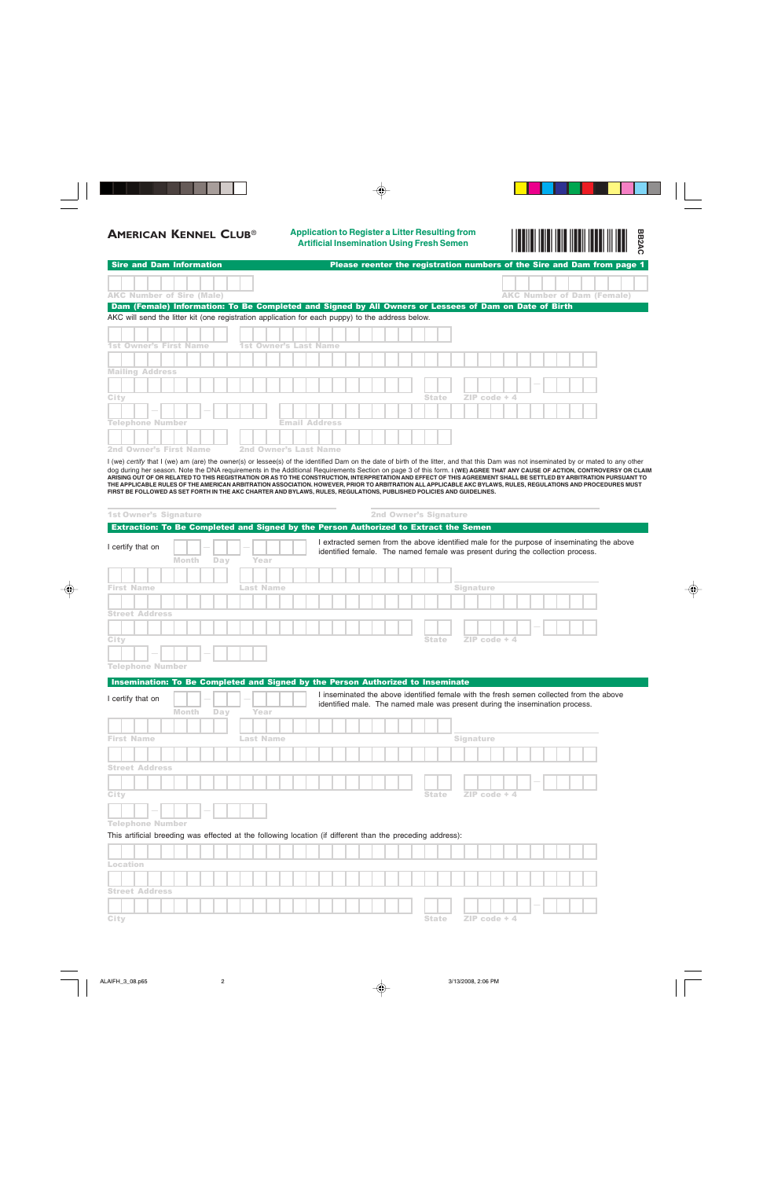**AMERICAN KENNEL CLUB®**

## Application to Register a Litter Resulting from Artificial Insemination Using Fresh Semen

BB2AC

### Sire and Dam Information

Please reenter the registration numbers of the Sire and Dam from page 1

AKC Number of Sire (Male)

AKC Number of Dam (Female)

### Dam (Female) Information: To Be Completed and Signed by All Owners or Lessees of Dam on Date of Birth

AKC will send the litter kit (one registration application for each puppy) to the address below.

1st Owner's First Name

1st Owner's Last Name

Mailing Address

City

State

ZIP code + 4

Telephone Number

Email Address

2nd Owner's First Name

2nd Owner's Last Name

I (we) *certify* that I (we) am (are) the owner(s) or lessee(s) of the identified Dam on the date of birth of the litter, and that this Dam was not inseminated by or mated to any other dog during her season. Note the DNA requirements in the Additional Requirements Section on page 3 of this form. **I (WE) AGREE THAT ANY CAUSE OF ACTION, CONTROVERSY OR CLAIM ARISING OUT OF OR RELATED TO THIS REGISTRATION OR AS TO THE CONSTRUCTION, INTERPRETATION AND EFFECT OF THIS AGREEMENT SHALL BE SETTLED BY ARBITRATION PURSUANT TO THE APPLICABLE RULES OF THE AMERICAN ARBITRATION ASSOCIATION. HOWEVER, PRIOR TO ARBITRATION ALL APPLICABLE AKC BYLAWS, RULES, REGULATIONS AND PROCEDURES MUST FIRST BE FOLLOWED AS SET FORTH IN THE AKC CHARTER AND BYLAWS, RULES, REGULATIONS, PUBLISHED POLICIES AND GUIDELINES.**

1st Owner's Signature

2nd Owner's Signature

### Extraction: To Be Completed and Signed by the Person Authorized to Extract the Semen

I certify that on — Month — Day — Year

I extracted semen from the above identified male for the purpose of inseminating the above identified female. The named female was present during the collection process.

First Name

Last Name

Signature

Street Address

City

State

ZIP code + 4

Telephone Number

### Insemination: To Be Completed and Signed by the Person Authorized to Inseminate

I certify that on — Month — Day — Year

I inseminated the above identified female with the fresh semen collected from the above identified male. The named male was present during the insemination process.

First Name

Last Name

Signature

Street Address

City

State

ZIP code + 4

Telephone Number

This artificial breeding was effected at the following location (if different than the preceding address):

Location

Street Address

City

State

ZIP code + 4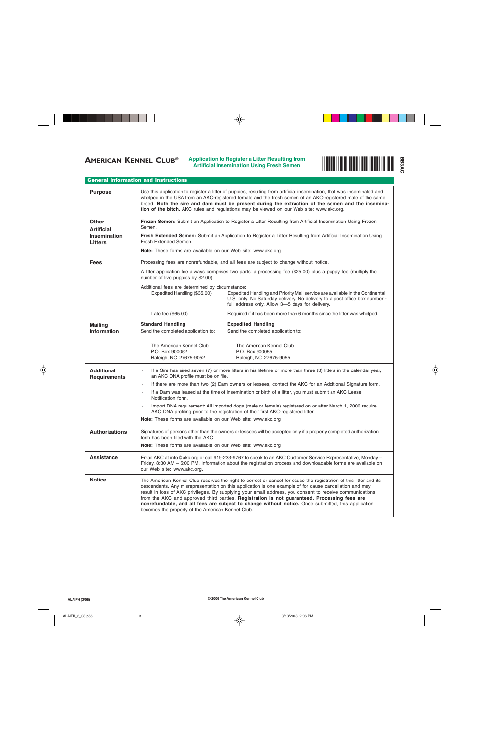# American Kennel Club®

## Application to Register a Litter Resulting from Artificial Insemination Using Fresh Semen

BB3AC

### General Information and Instructions

| | |
|---|---|
| **Purpose** | Use this application to register a litter of puppies, resulting from artificial insemination, that was inseminated and whelped in the USA from an AKC-registered female and the fresh semen of an AKC-registered male of the same breed. **Both the sire and dam must be present during the extraction of the semen and the insemination of the bitch.** AKC rules and regulations may be viewed on our Web site: www.akc.org. |
| **Other Artificial Insemination Litters** | **Frozen Semen:** Submit an Application to Register a Litter Resulting from Artificial Insemination Using Frozen Semen.<br><br>**Fresh Extended Semen:** Submit an Application to Register a Litter Resulting from Artificial Insemination Using Fresh Extended Semen.<br><br>**Note:** These forms are available on our Web site: www.akc.org |
| **Fees** | Processing fees are nonrefundable, and all fees are subject to change without notice.<br><br>A litter application fee always comprises two parts: a processing fee ($25.00) plus a puppy fee (multiply the number of live puppies by $2.00).<br><br>Additional fees are determined by circumstance:<br>Expedited Handling ($35.00) — Expedited Handling and Priority Mail service are available in the Continental U.S. only. No Saturday delivery. No delivery to a post office box number - full address only. Allow 3—5 days for delivery.<br><br>Late fee ($65.00) — Required if it has been more than 6 months since the litter was whelped. |
| **Mailing Information** | **Standard Handling**<br>Send the completed application to:<br>The American Kennel Club<br>P.O. Box 900052<br>Raleigh, NC 27675-9052<br><br>**Expedited Handling**<br>Send the completed application to:<br>The American Kennel Club<br>P.O. Box 900055<br>Raleigh, NC 27675-9055 |
| **Additional Requirements** | · If a Sire has sired seven (7) or more litters in his lifetime or more than three (3) litters in the calendar year, an AKC DNA profile must be on file.<br>· If there are more than two (2) Dam owners or lessees, contact the AKC for an Additional Signature form.<br>· If a Dam was leased at the time of insemination or birth of a litter, you must submit an AKC Lease Notification form.<br>· Import DNA requirement: All imported dogs (male or female) registered on or after March 1, 2006 require AKC DNA profiling prior to the registration of their first AKC-registered litter.<br><br>**Note:** These forms are available on our Web site: www.akc.org |
| **Authorizations** | Signatures of persons other than the owners or lessees will be accepted only if a properly completed authorization form has been filed with the AKC.<br><br>**Note:** These forms are available on our Web site: www.akc.org |
| **Assistance** | Email AKC at info@akc.org or call 919-233-9767 to speak to an AKC Customer Service Representative, Monday – Friday, 8:30 AM – 5:00 PM. Information about the registration process and downloadable forms are available on our Web site: www.akc.org. |
| **Notice** | The American Kennel Club reserves the right to correct or cancel for cause the registration of this litter and its descendants. Any misrepresentation on this application is one example of for cause cancellation and may result in loss of AKC privileges. By supplying your email address, you consent to receive communications from the AKC and approved third parties. **Registration is not guaranteed. Processing fees are nonrefundable, and all fees are subject to change without notice.** Once submitted, this application becomes the property of the American Kennel Club. |

ALAIFH (3/08)

© 2006 The American Kennel Club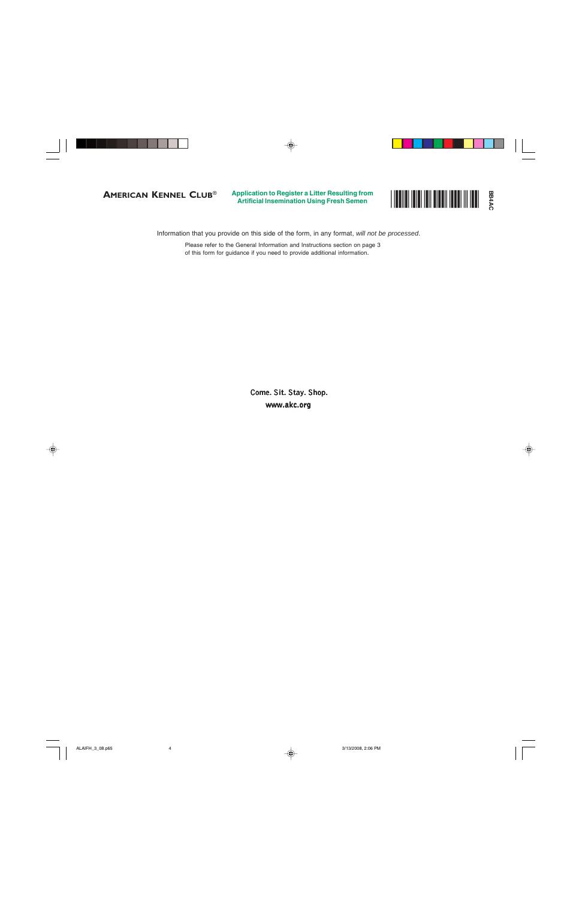**American Kennel Club®**

**Application to Register a Litter Resulting from Artificial Insemination Using Fresh Semen**

BB4AC

Information that you provide on this side of the form, in any format, *will not be processed.*

Please refer to the General Information and Instructions section on page 3 of this form for guidance if you need to provide additional information.

**Come. Sit. Stay. Shop.**

**www.akc.org**